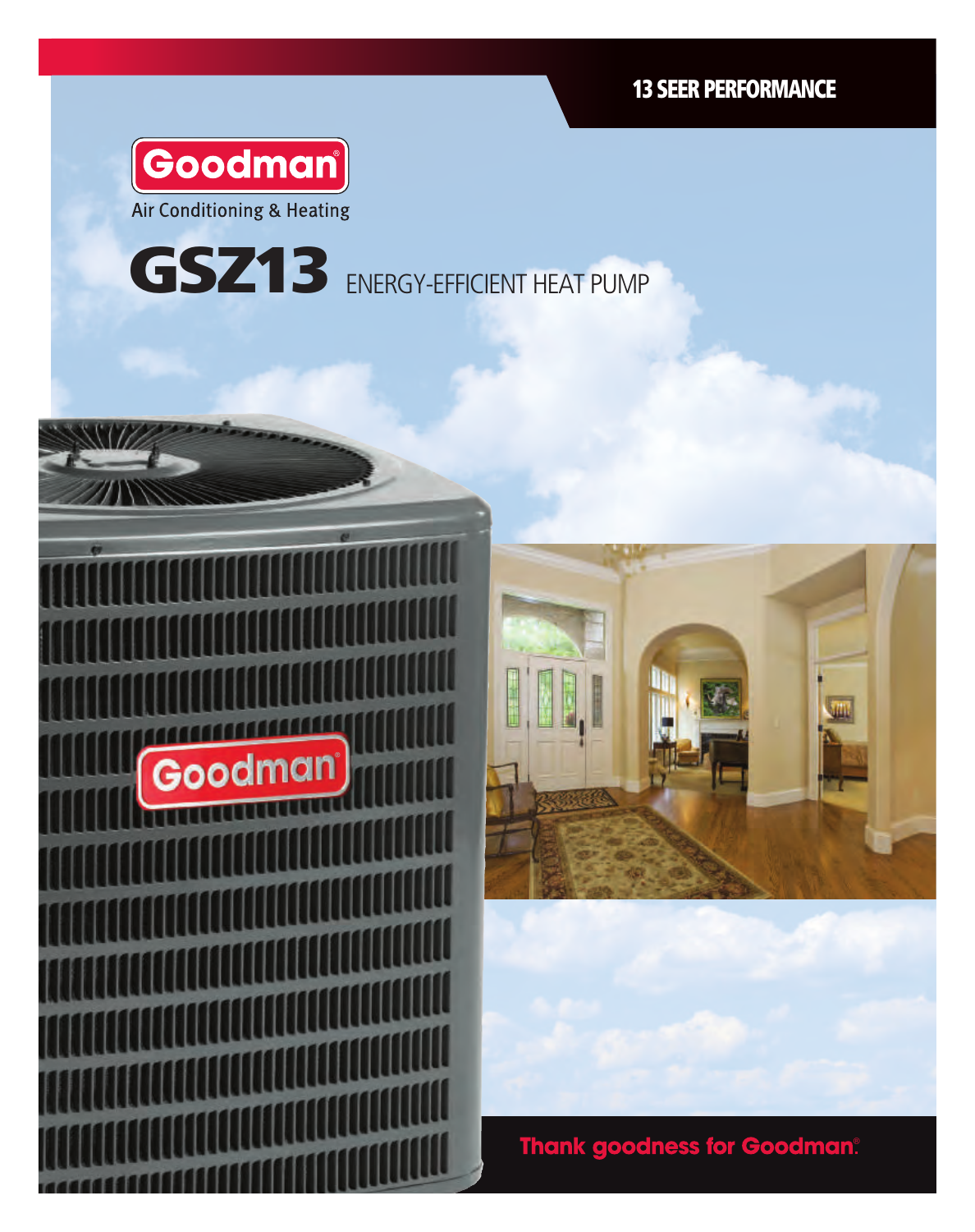**13 SEER PERFORMANCE**

Goodman®

Air Conditioning & Heating

# GSZ13 ENERGY-EFFICIENT HEAT PUMP

**Thank goodness for Goodman®**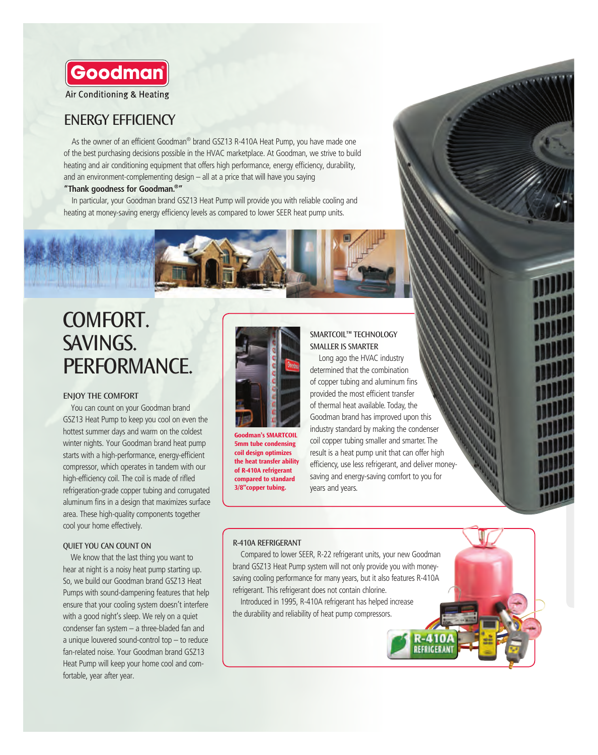Goodman

Air Conditioning & Heating

## ENERGY EFFICIENCY

As the owner of an efficient Goodman® brand GSZ13 R-410A Heat Pump, you have made one of the best purchasing decisions possible in the HVAC marketplace. At Goodman, we strive to build heating and air conditioning equipment that offers high performance, energy efficiency, durability, and an environment-complementing design – all at a price that will have you saying **"Thank goodness for Goodman.®"**

In particular, your Goodman brand GSZ13 Heat Pump will provide you with reliable cooling and heating at money-saving energy efficiency levels as compared to lower SEER heat pump units.

# COMFORT. SAVINGS. PERFORMANCE.

### ENJOY THE COMFORT

You can count on your Goodman brand GSZ13 Heat Pump to keep you cool on even the hottest summer days and warm on the coldest winter nights. Your Goodman brand heat pump starts with a high-performance, energy-efficient compressor, which operates in tandem with our high-efficiency coil. The coil is made of rifled refrigeration-grade copper tubing and corrugated aluminum fins in a design that maximizes surface area. These high-quality components together cool your home effectively.

### QUIET YOU CAN COUNT ON

We know that the last thing you want to hear at night is a noisy heat pump starting up. So, we build our Goodman brand GSZ13 Heat Pumps with sound-dampening features that help ensure that your cooling system doesn't interfere with a good night's sleep. We rely on a quiet condenser fan system – a three-bladed fan and a unique louvered sound-control top – to reduce fan-related noise. Your Goodman brand GSZ13 Heat Pump will keep your home cool and comfortable, year after year.

**Goodman's SMARTCOIL 5mm tube condensing coil design optimizes the heat transfer ability of R-410A refrigerant compared to standard 3/8"copper tubing.**

### SMARTCOIL™ TECHNOLOGY SMALLER IS SMARTER

Long ago the HVAC industry determined that the combination of copper tubing and aluminum fins provided the most efficient transfer of thermal heat available. Today, the Goodman brand has improved upon this industry standard by making the condenser coil copper tubing smaller and smarter. The result is a heat pump unit that can offer high efficiency, use less refrigerant, and deliver money-saving and energy-saving comfort to you for years and years.

### R-410A REFRIGERANT

Compared to lower SEER, R-22 refrigerant units, your new Goodman brand GSZ13 Heat Pump system will not only provide you with money-saving cooling performance for many years, but it also features R-410A refrigerant. This refrigerant does not contain chlorine.

Introduced in 1995, R-410A refrigerant has helped increase the durability and reliability of heat pump compressors.

R-410A REFRIGERANT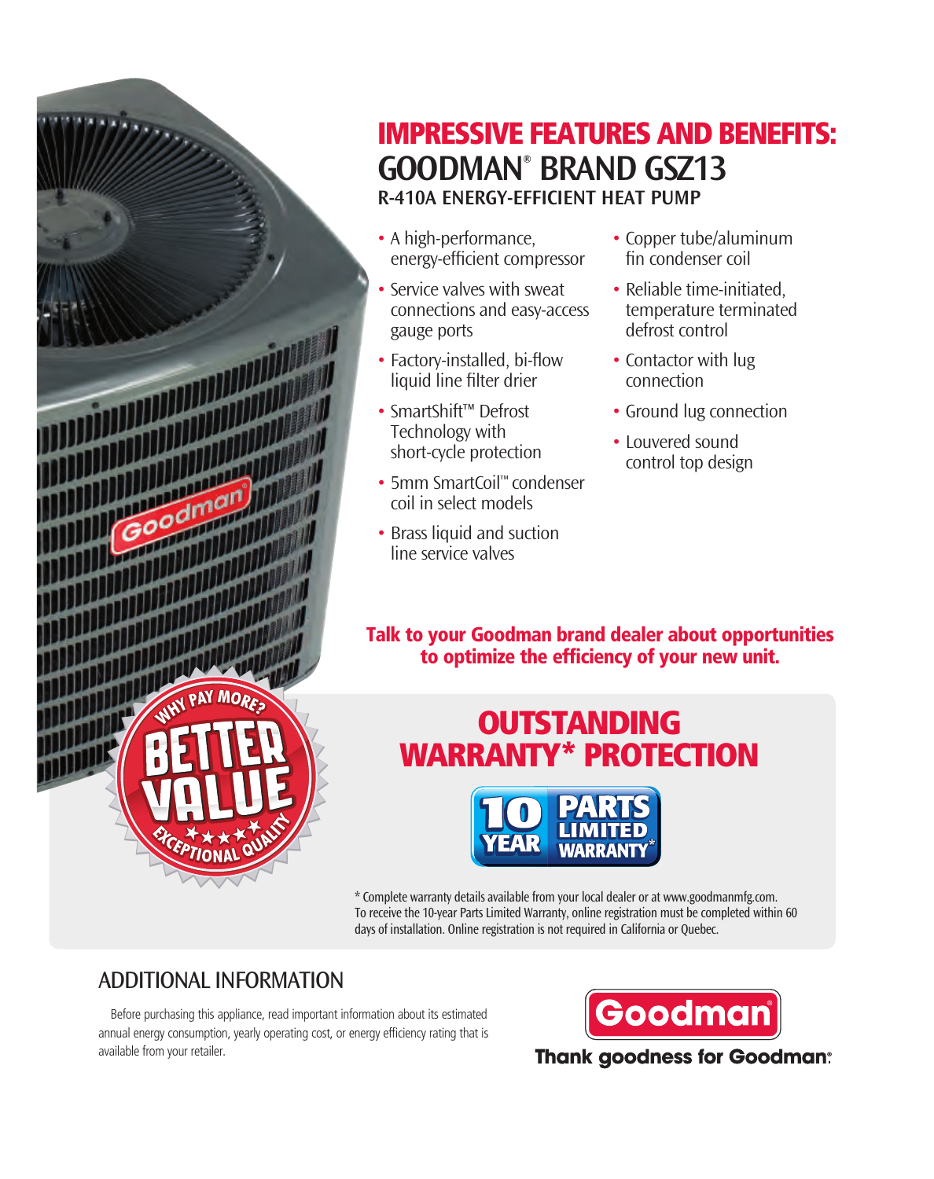# IMPRESSIVE FEATURES AND BENEFITS:

## GOODMAN® BRAND GSZ13

### R-410A ENERGY-EFFICIENT HEAT PUMP

- A high-performance, energy-efficient compressor
- Service valves with sweat connections and easy-access gauge ports
- Factory-installed, bi-flow liquid line filter drier
- SmartShift™ Defrost Technology with short-cycle protection
- 5mm SmartCoil™ condenser coil in select models
- Brass liquid and suction line service valves
- Copper tube/aluminum fin condenser coil
- Reliable time-initiated, temperature terminated defrost control
- Contactor with lug connection
- Ground lug connection
- Louvered sound control top design

**Talk to your Goodman brand dealer about opportunities to optimize the efficiency of your new unit.**

WHY PAY MORE? BETTER VALUE ★★★★★ EXCEPTIONAL QUALITY

## OUTSTANDING WARRANTY* PROTECTION

10 YEAR PARTS LIMITED WARRANTY*

* Complete warranty details available from your local dealer or at www.goodmanmfg.com. To receive the 10-year Parts Limited Warranty, online registration must be completed within 60 days of installation. Online registration is not required in California or Quebec.

## ADDITIONAL INFORMATION

Before purchasing this appliance, read important information about its estimated annual energy consumption, yearly operating cost, or energy efficiency rating that is available from your retailer.

Goodman®

Thank goodness for Goodman®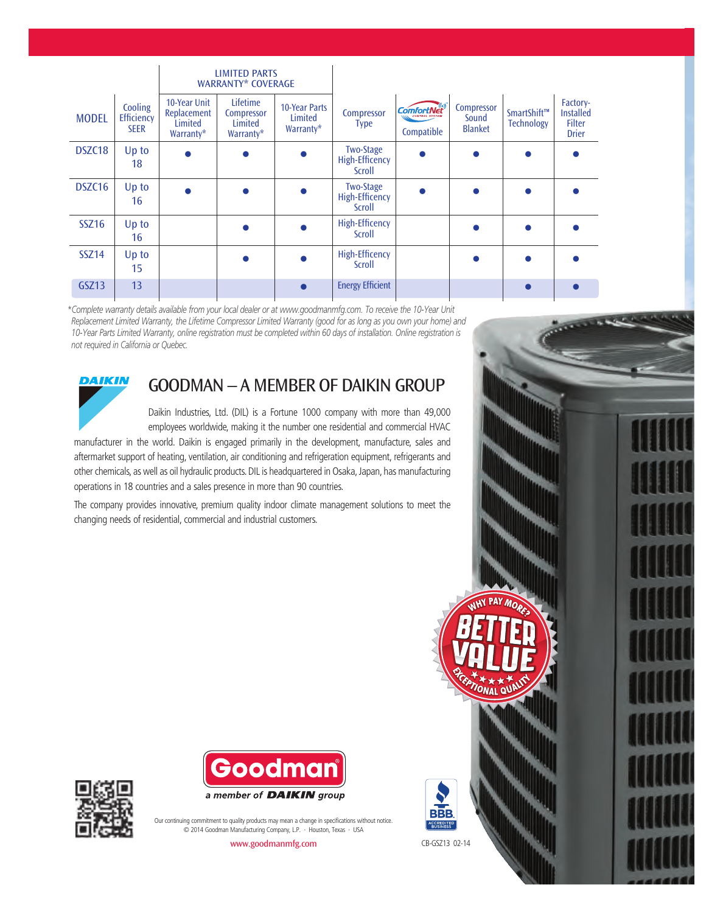| MODEL | Cooling Efficiency SEER | LIMITED PARTS WARRANTY* COVERAGE | | | Compressor Type | ComfortNet Compatible | Compressor Sound Blanket | SmartShift™ Technology | Factory-Installed Filter Drier |
|---|---|---|---|---|---|---|---|---|---|
| | | 10-Year Unit Replacement Limited Warranty* | Lifetime Compressor Limited Warranty* | 10-Year Parts Limited Warranty* | | | | | |
| DSZC18 | Up to 18 | ● | ● | ● | Two-Stage High-Efficency Scroll | ● | ● | ● | ● |
| DSZC16 | Up to 16 | ● | ● | ● | Two-Stage High-Efficency Scroll | ● | ● | ● | ● |
| SSZ16 | Up to 16 | | ● | ● | High-Efficency Scroll | | ● | ● | ● |
| SSZ14 | Up to 15 | | ● | ● | High-Efficency Scroll | | ● | ● | ● |
| GSZ13 | 13 | | | ● | Energy Efficient | | | ● | ● |

**Complete warranty details available from your local dealer or at www.goodmanmfg.com. To receive the 10-Year Unit Replacement Limited Warranty, the Lifetime Compressor Limited Warranty (good for as long as you own your home) and 10-Year Parts Limited Warranty, online registration must be completed within 60 days of installation. Online registration is not required in California or Quebec.*

## GOODMAN – A MEMBER OF DAIKIN GROUP

Daikin Industries, Ltd. (DIL) is a Fortune 1000 company with more than 49,000 employees worldwide, making it the number one residential and commercial HVAC manufacturer in the world. Daikin is engaged primarily in the development, manufacture, sales and aftermarket support of heating, ventilation, air conditioning and refrigeration equipment, refrigerants and other chemicals, as well as oil hydraulic products. DIL is headquartered in Osaka, Japan, has manufacturing operations in 18 countries and a sales presence in more than 90 countries.

The company provides innovative, premium quality indoor climate management solutions to meet the changing needs of residential, commercial and industrial customers.

WHY PAY MORE? BETTER VALUE ★★★★★ EXCEPTIONAL QUALITY

Goodman® a member of DAIKIN group

Our continuing commitment to quality products may mean a change in specifications without notice.
© 2014 Goodman Manufacturing Company, L.P. · Houston, Texas · USA

www.goodmanmfg.com

CB-GSZ13 02-14